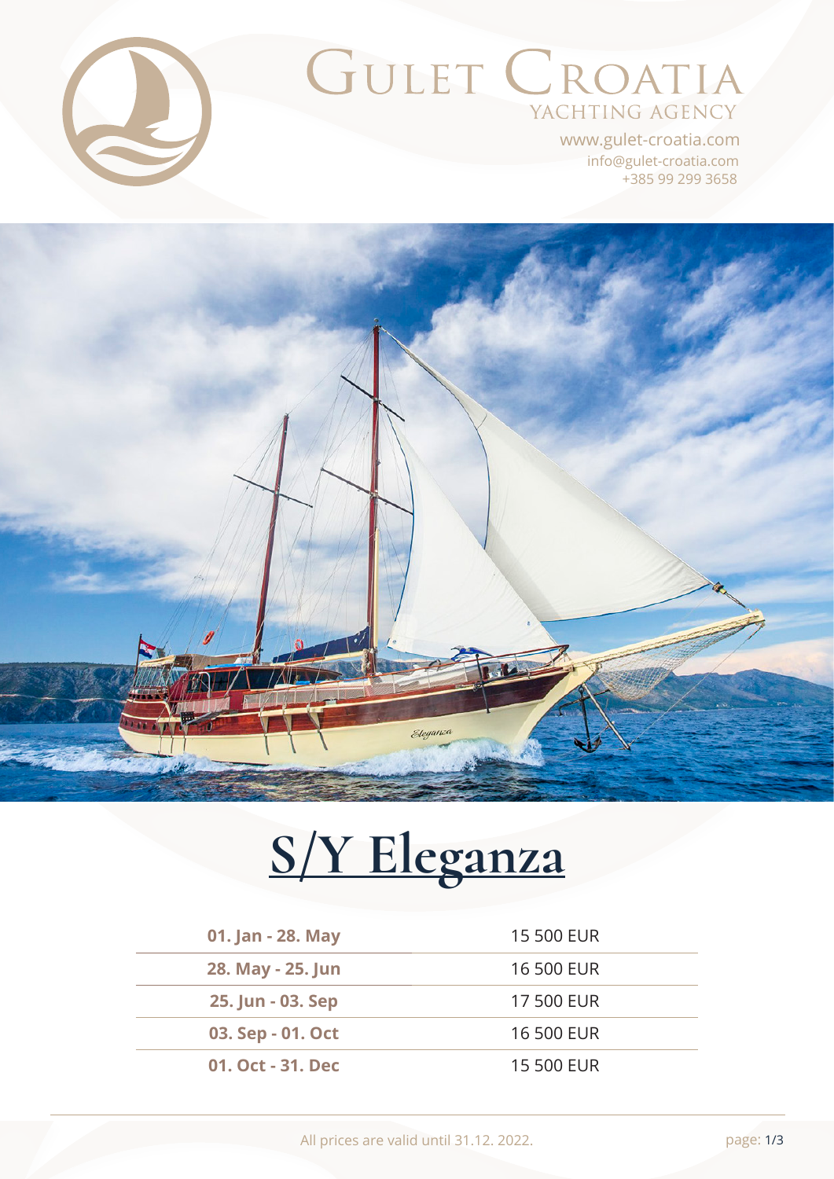# Gulet Croatia

YACHTING AGENCY

www.gulet-croatia.com
info@gulet-croatia.com
+385 99 299 3658

# S/Y Eleganza

| Period | Price |
|---|---|
| **01. Jan - 28. May** | 15 500 EUR |
| **28. May - 25. Jun** | 16 500 EUR |
| **25. Jun - 03. Sep** | 17 500 EUR |
| **03. Sep - 01. Oct** | 16 500 EUR |
| **01. Oct - 31. Dec** | 15 500 EUR |

All prices are valid until 31.12. 2022.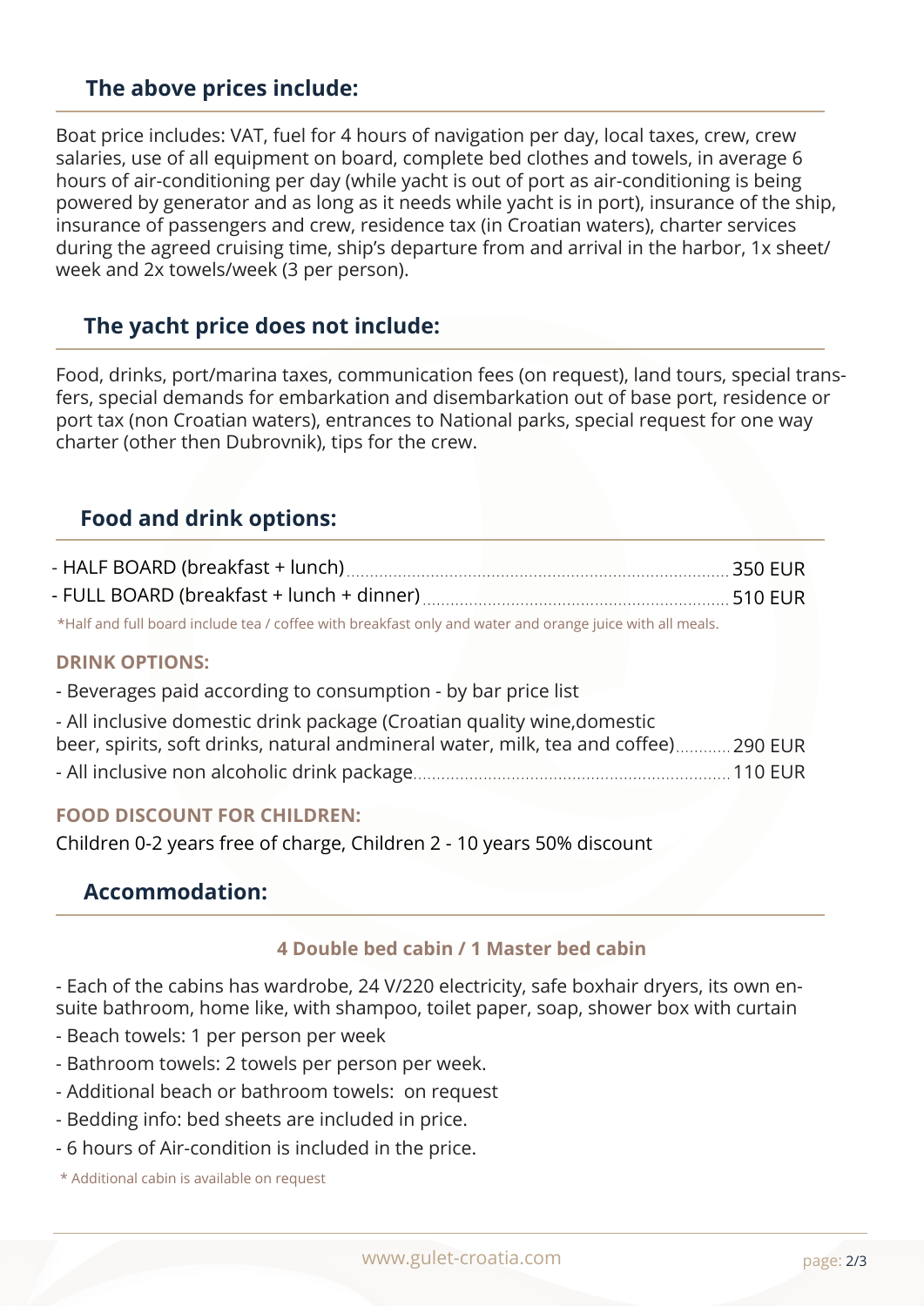## The above prices include:

Boat price includes: VAT, fuel for 4 hours of navigation per day, local taxes, crew, crew salaries, use of all equipment on board, complete bed clothes and towels, in average 6 hours of air-conditioning per day (while yacht is out of port as air-conditioning is being powered by generator and as long as it needs while yacht is in port), insurance of the ship, insurance of passengers and crew, residence tax (in Croatian waters), charter services during the agreed cruising time, ship's departure from and arrival in the harbor, 1x sheet/ week and 2x towels/week (3 per person).

## The yacht price does not include:

Food, drinks, port/marina taxes, communication fees (on request), land tours, special transfers, special demands for embarkation and disembarkation out of base port, residence or port tax (non Croatian waters), entrances to National parks, special request for one way charter (other then Dubrovnik), tips for the crew.

## Food and drink options:

- HALF BOARD (breakfast + lunch) ........ 350 EUR
- FULL BOARD (breakfast + lunch + dinner) ........ 510 EUR

*Half and full board include tea / coffee with breakfast only and water and orange juice with all meals.

### DRINK OPTIONS:

- Beverages paid according to consumption - by bar price list
- All inclusive domestic drink package (Croatian quality wine,domestic beer, spirits, soft drinks, natural andmineral water, milk, tea and coffee) ........ 290 EUR
- All inclusive non alcoholic drink package ........ 110 EUR

### FOOD DISCOUNT FOR CHILDREN:

Children 0-2 years free of charge, Children 2 - 10 years 50% discount

## Accommodation:

### 4 Double bed cabin / 1 Master bed cabin

- Each of the cabins has wardrobe, 24 V/220 electricity, safe boxhair dryers, its own en-suite bathroom, home like, with shampoo, toilet paper, soap, shower box with curtain
- Beach towels: 1 per person per week
- Bathroom towels: 2 towels per person per week.
- Additional beach or bathroom towels: on request
- Bedding info: bed sheets are included in price.
- 6 hours of Air-condition is included in the price.

\* Additional cabin is available on request

www.gulet-croatia.com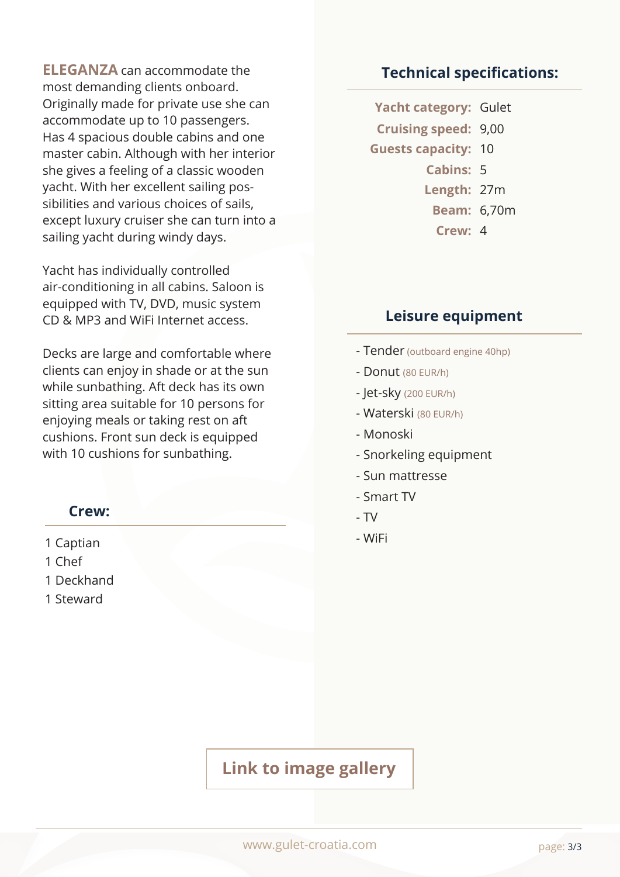**ELEGANZA** can accommodate the most demanding clients onboard. Originally made for private use she can accommodate up to 10 passengers. Has 4 spacious double cabins and one master cabin. Although with her interior she gives a feeling of a classic wooden yacht. With her excellent sailing possibilities and various choices of sails, except luxury cruiser she can turn into a sailing yacht during windy days.

Yacht has individually controlled air-conditioning in all cabins. Saloon is equipped with TV, DVD, music system CD & MP3 and WiFi Internet access.

Decks are large and comfortable where clients can enjoy in shade or at the sun while sunbathing. Aft deck has its own sitting area suitable for 10 persons for enjoying meals or taking rest on aft cushions. Front sun deck is equipped with 10 cushions for sunbathing.

## Crew:

1 Captian
1 Chef
1 Deckhand
1 Steward

## Technical specifications:

| | |
|---|---|
| **Yacht category:** | Gulet |
| **Cruising speed:** | 9,00 |
| **Guests capacity:** | 10 |
| **Cabins:** | 5 |
| **Length:** | 27m |
| **Beam:** | 6,70m |
| **Crew:** | 4 |

## Leisure equipment

- Tender (outboard engine 40hp)
- Donut (80 EUR/h)
- Jet-sky (200 EUR/h)
- Waterski (80 EUR/h)
- Monoski
- Snorkeling equipment
- Sun mattresse
- Smart TV
- TV
- WiFi

**Link to image gallery**

www.gulet-croatia.com